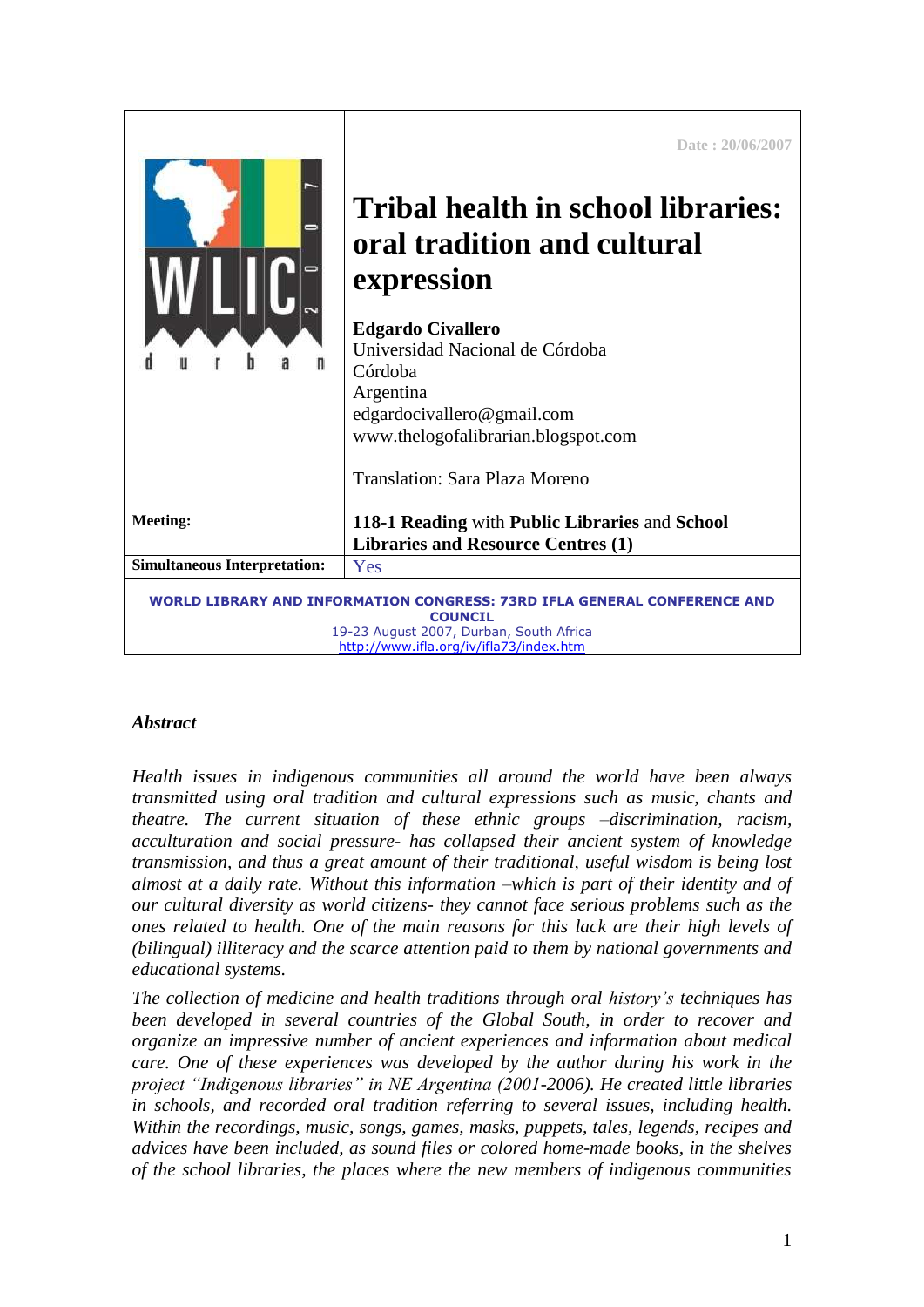Date : 20/06/2007

# Tribal health in school libraries: oral tradition and cultural expression

**Edgardo Civallero**
Universidad Nacional de Córdoba
Córdoba
Argentina
edgardocivallero@gmail.com
www.thelogofalibrarian.blogspot.com

Translation: Sara Plaza Moreno

| | |
|---|---|
| **Meeting:** | **118-1 Reading** with **Public Libraries** and **School Libraries and Resource Centres (1)** |
| **Simultaneous Interpretation:** | Yes |

**WORLD LIBRARY AND INFORMATION CONGRESS: 73RD IFLA GENERAL CONFERENCE AND COUNCIL**
19-23 August 2007, Durban, South Africa
http://www.ifla.org/iv/ifla73/index.htm

***Abstract***

*Health issues in indigenous communities all around the world have been always transmitted using oral tradition and cultural expressions such as music, chants and theatre. The current situation of these ethnic groups –discrimination, racism, acculturation and social pressure- has collapsed their ancient system of knowledge transmission, and thus a great amount of their traditional, useful wisdom is being lost almost at a daily rate. Without this information –which is part of their identity and of our cultural diversity as world citizens- they cannot face serious problems such as the ones related to health. One of the main reasons for this lack are their high levels of (bilingual) illiteracy and the scarce attention paid to them by national governments and educational systems.*

*The collection of medicine and health traditions through oral history's techniques has been developed in several countries of the Global South, in order to recover and organize an impressive number of ancient experiences and information about medical care. One of these experiences was developed by the author during his work in the project "Indigenous libraries" in NE Argentina (2001-2006). He created little libraries in schools, and recorded oral tradition referring to several issues, including health. Within the recordings, music, songs, games, masks, puppets, tales, legends, recipes and advices have been included, as sound files or colored home-made books, in the shelves of the school libraries, the places where the new members of indigenous communities*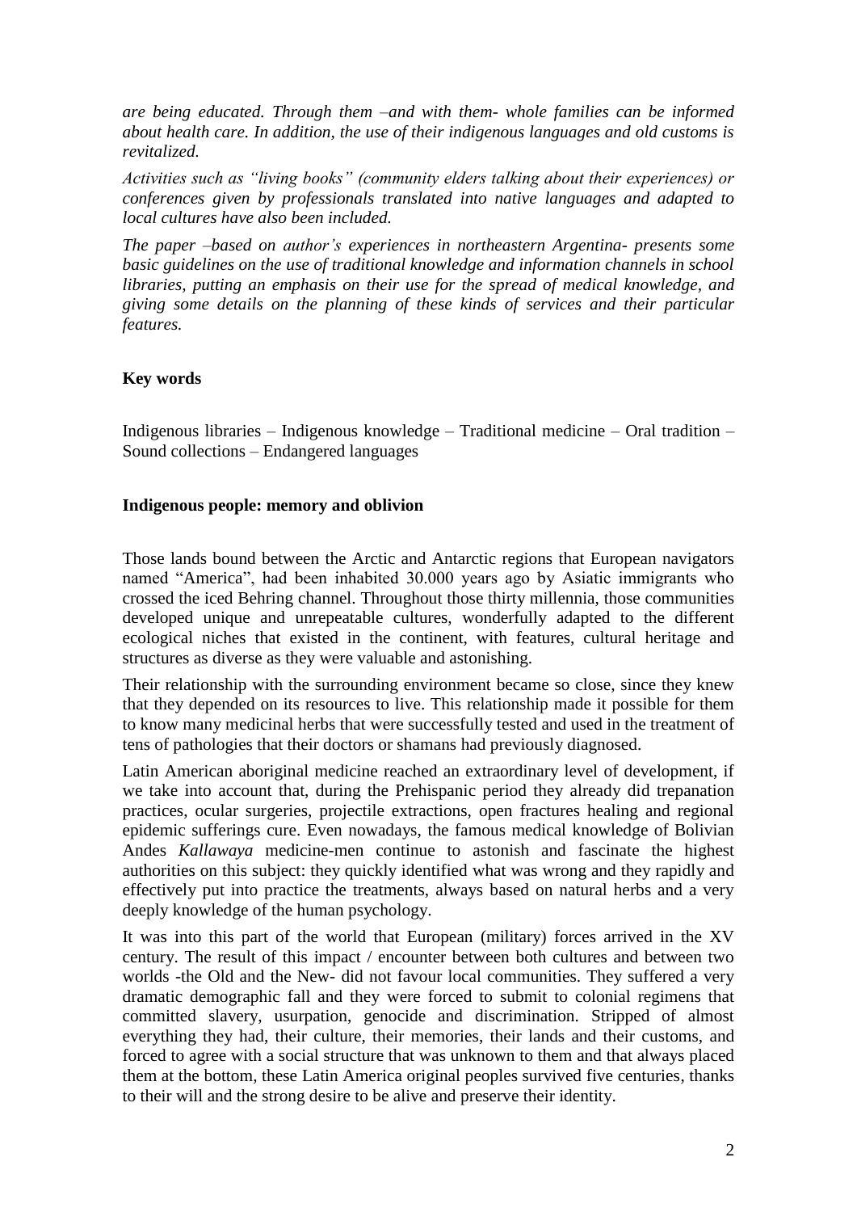*are being educated. Through them –and with them- whole families can be informed about health care. In addition, the use of their indigenous languages and old customs is revitalized.*

*Activities such as "living books" (community elders talking about their experiences) or conferences given by professionals translated into native languages and adapted to local cultures have also been included.*

*The paper –based on author's experiences in northeastern Argentina- presents some basic guidelines on the use of traditional knowledge and information channels in school libraries, putting an emphasis on their use for the spread of medical knowledge, and giving some details on the planning of these kinds of services and their particular features.*

**Key words**

Indigenous libraries – Indigenous knowledge – Traditional medicine – Oral tradition – Sound collections – Endangered languages

**Indigenous people: memory and oblivion**

Those lands bound between the Arctic and Antarctic regions that European navigators named "America", had been inhabited 30.000 years ago by Asiatic immigrants who crossed the iced Behring channel. Throughout those thirty millennia, those communities developed unique and unrepeatable cultures, wonderfully adapted to the different ecological niches that existed in the continent, with features, cultural heritage and structures as diverse as they were valuable and astonishing.

Their relationship with the surrounding environment became so close, since they knew that they depended on its resources to live. This relationship made it possible for them to know many medicinal herbs that were successfully tested and used in the treatment of tens of pathologies that their doctors or shamans had previously diagnosed.

Latin American aboriginal medicine reached an extraordinary level of development, if we take into account that, during the Prehispanic period they already did trepanation practices, ocular surgeries, projectile extractions, open fractures healing and regional epidemic sufferings cure. Even nowadays, the famous medical knowledge of Bolivian Andes *Kallawaya* medicine-men continue to astonish and fascinate the highest authorities on this subject: they quickly identified what was wrong and they rapidly and effectively put into practice the treatments, always based on natural herbs and a very deeply knowledge of the human psychology.

It was into this part of the world that European (military) forces arrived in the XV century. The result of this impact / encounter between both cultures and between two worlds -the Old and the New- did not favour local communities. They suffered a very dramatic demographic fall and they were forced to submit to colonial regimens that committed slavery, usurpation, genocide and discrimination. Stripped of almost everything they had, their culture, their memories, their lands and their customs, and forced to agree with a social structure that was unknown to them and that always placed them at the bottom, these Latin America original peoples survived five centuries, thanks to their will and the strong desire to be alive and preserve their identity.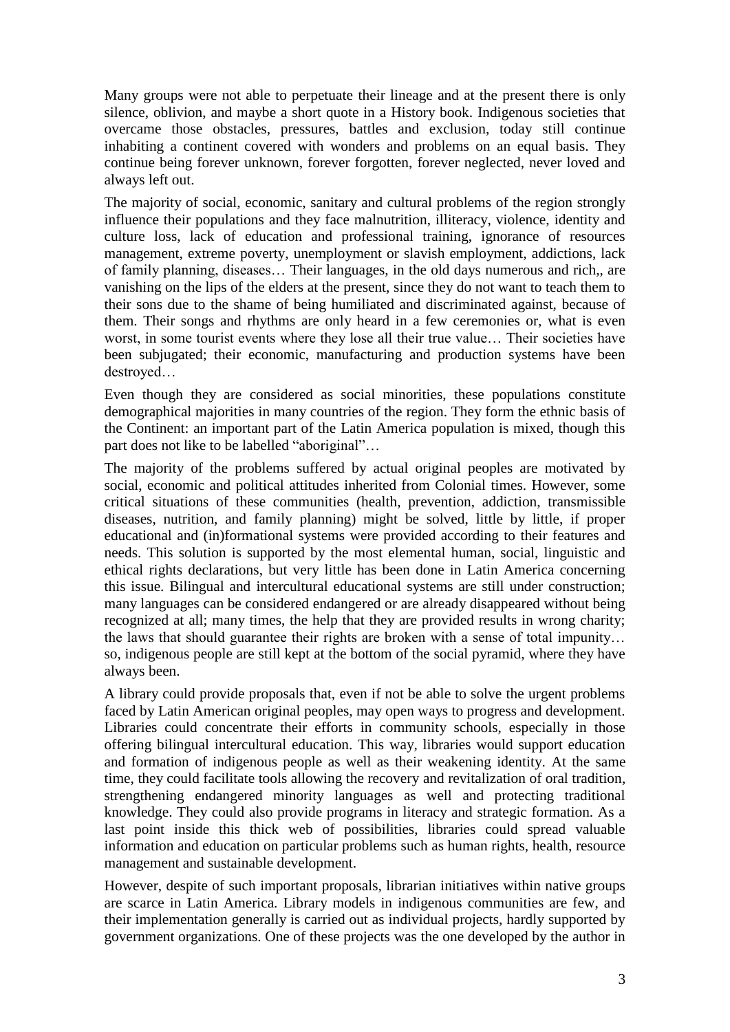Many groups were not able to perpetuate their lineage and at the present there is only silence, oblivion, and maybe a short quote in a History book. Indigenous societies that overcame those obstacles, pressures, battles and exclusion, today still continue inhabiting a continent covered with wonders and problems on an equal basis. They continue being forever unknown, forever forgotten, forever neglected, never loved and always left out.

The majority of social, economic, sanitary and cultural problems of the region strongly influence their populations and they face malnutrition, illiteracy, violence, identity and culture loss, lack of education and professional training, ignorance of resources management, extreme poverty, unemployment or slavish employment, addictions, lack of family planning, diseases… Their languages, in the old days numerous and rich,, are vanishing on the lips of the elders at the present, since they do not want to teach them to their sons due to the shame of being humiliated and discriminated against, because of them. Their songs and rhythms are only heard in a few ceremonies or, what is even worst, in some tourist events where they lose all their true value… Their societies have been subjugated; their economic, manufacturing and production systems have been destroyed…

Even though they are considered as social minorities, these populations constitute demographical majorities in many countries of the region. They form the ethnic basis of the Continent: an important part of the Latin America population is mixed, though this part does not like to be labelled "aboriginal"…

The majority of the problems suffered by actual original peoples are motivated by social, economic and political attitudes inherited from Colonial times. However, some critical situations of these communities (health, prevention, addiction, transmissible diseases, nutrition, and family planning) might be solved, little by little, if proper educational and (in)formational systems were provided according to their features and needs. This solution is supported by the most elemental human, social, linguistic and ethical rights declarations, but very little has been done in Latin America concerning this issue. Bilingual and intercultural educational systems are still under construction; many languages can be considered endangered or are already disappeared without being recognized at all; many times, the help that they are provided results in wrong charity; the laws that should guarantee their rights are broken with a sense of total impunity… so, indigenous people are still kept at the bottom of the social pyramid, where they have always been.

A library could provide proposals that, even if not be able to solve the urgent problems faced by Latin American original peoples, may open ways to progress and development. Libraries could concentrate their efforts in community schools, especially in those offering bilingual intercultural education. This way, libraries would support education and formation of indigenous people as well as their weakening identity. At the same time, they could facilitate tools allowing the recovery and revitalization of oral tradition, strengthening endangered minority languages as well and protecting traditional knowledge. They could also provide programs in literacy and strategic formation. As a last point inside this thick web of possibilities, libraries could spread valuable information and education on particular problems such as human rights, health, resource management and sustainable development.

However, despite of such important proposals, librarian initiatives within native groups are scarce in Latin America. Library models in indigenous communities are few, and their implementation generally is carried out as individual projects, hardly supported by government organizations. One of these projects was the one developed by the author in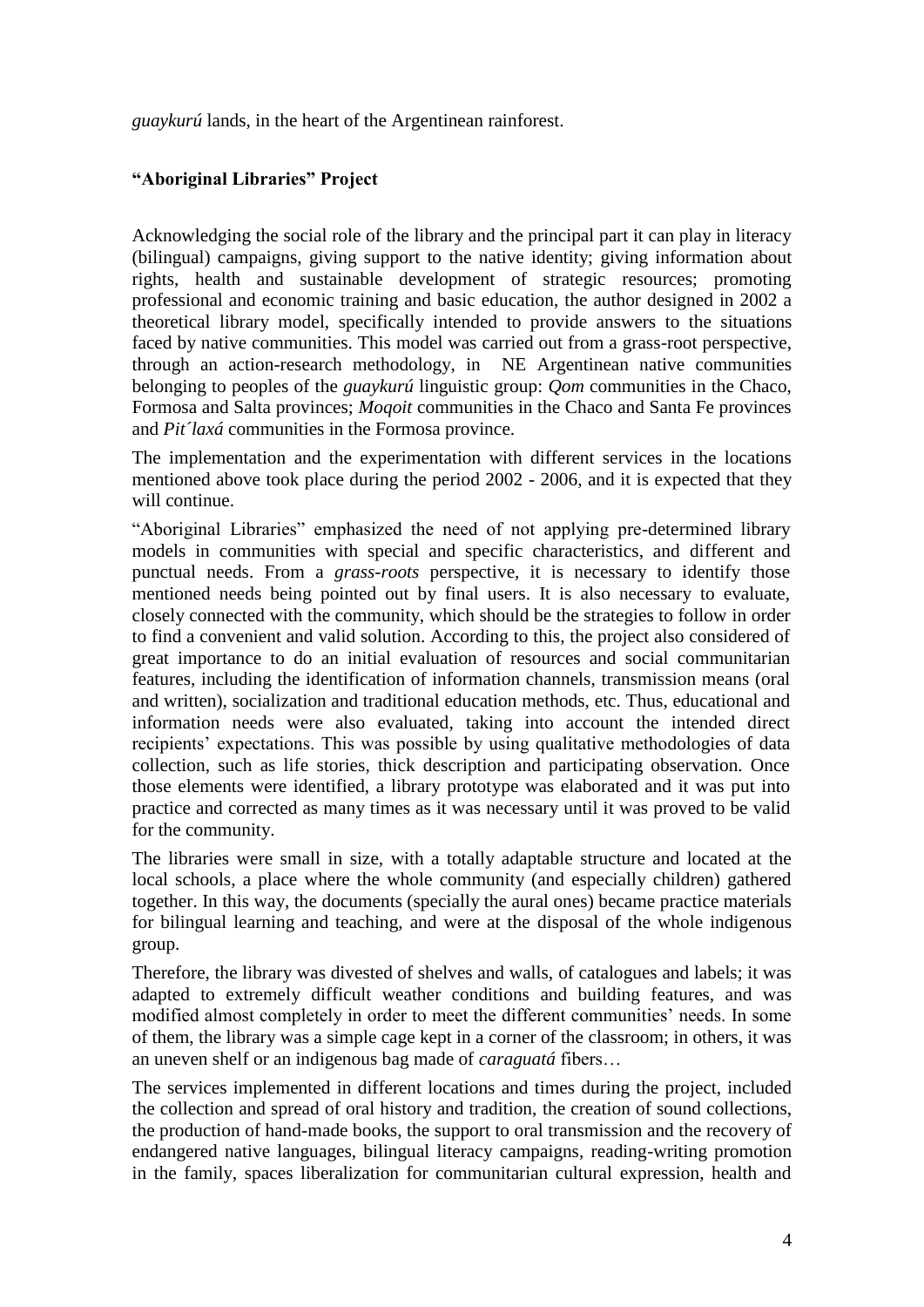*guaykurú* lands, in the heart of the Argentinean rainforest.

### **"Aboriginal Libraries" Project**

Acknowledging the social role of the library and the principal part it can play in literacy (bilingual) campaigns, giving support to the native identity; giving information about rights, health and sustainable development of strategic resources; promoting professional and economic training and basic education, the author designed in 2002 a theoretical library model, specifically intended to provide answers to the situations faced by native communities. This model was carried out from a grass-root perspective, through an action-research methodology, in NE Argentinean native communities belonging to peoples of the *guaykurú* linguistic group: *Qom* communities in the Chaco, Formosa and Salta provinces; *Moqoit* communities in the Chaco and Santa Fe provinces and *Pit´laxá* communities in the Formosa province.

The implementation and the experimentation with different services in the locations mentioned above took place during the period 2002 - 2006, and it is expected that they will continue.

"Aboriginal Libraries" emphasized the need of not applying pre-determined library models in communities with special and specific characteristics, and different and punctual needs. From a *grass-roots* perspective, it is necessary to identify those mentioned needs being pointed out by final users. It is also necessary to evaluate, closely connected with the community, which should be the strategies to follow in order to find a convenient and valid solution. According to this, the project also considered of great importance to do an initial evaluation of resources and social communitarian features, including the identification of information channels, transmission means (oral and written), socialization and traditional education methods, etc. Thus, educational and information needs were also evaluated, taking into account the intended direct recipients' expectations. This was possible by using qualitative methodologies of data collection, such as life stories, thick description and participating observation. Once those elements were identified, a library prototype was elaborated and it was put into practice and corrected as many times as it was necessary until it was proved to be valid for the community.

The libraries were small in size, with a totally adaptable structure and located at the local schools, a place where the whole community (and especially children) gathered together. In this way, the documents (specially the aural ones) became practice materials for bilingual learning and teaching, and were at the disposal of the whole indigenous group.

Therefore, the library was divested of shelves and walls, of catalogues and labels; it was adapted to extremely difficult weather conditions and building features, and was modified almost completely in order to meet the different communities' needs. In some of them, the library was a simple cage kept in a corner of the classroom; in others, it was an uneven shelf or an indigenous bag made of *caraguatá* fibers…

The services implemented in different locations and times during the project, included the collection and spread of oral history and tradition, the creation of sound collections, the production of hand-made books, the support to oral transmission and the recovery of endangered native languages, bilingual literacy campaigns, reading-writing promotion in the family, spaces liberalization for communitarian cultural expression, health and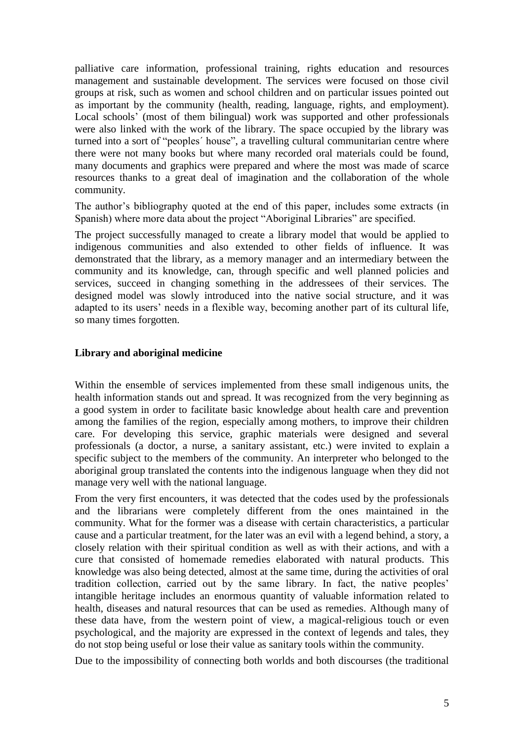palliative care information, professional training, rights education and resources management and sustainable development. The services were focused on those civil groups at risk, such as women and school children and on particular issues pointed out as important by the community (health, reading, language, rights, and employment). Local schools' (most of them bilingual) work was supported and other professionals were also linked with the work of the library. The space occupied by the library was turned into a sort of "peoples´ house", a travelling cultural communitarian centre where there were not many books but where many recorded oral materials could be found, many documents and graphics were prepared and where the most was made of scarce resources thanks to a great deal of imagination and the collaboration of the whole community.

The author's bibliography quoted at the end of this paper, includes some extracts (in Spanish) where more data about the project "Aboriginal Libraries" are specified.

The project successfully managed to create a library model that would be applied to indigenous communities and also extended to other fields of influence. It was demonstrated that the library, as a memory manager and an intermediary between the community and its knowledge, can, through specific and well planned policies and services, succeed in changing something in the addressees of their services. The designed model was slowly introduced into the native social structure, and it was adapted to its users' needs in a flexible way, becoming another part of its cultural life, so many times forgotten.

## Library and aboriginal medicine

Within the ensemble of services implemented from these small indigenous units, the health information stands out and spread. It was recognized from the very beginning as a good system in order to facilitate basic knowledge about health care and prevention among the families of the region, especially among mothers, to improve their children care. For developing this service, graphic materials were designed and several professionals (a doctor, a nurse, a sanitary assistant, etc.) were invited to explain a specific subject to the members of the community. An interpreter who belonged to the aboriginal group translated the contents into the indigenous language when they did not manage very well with the national language.

From the very first encounters, it was detected that the codes used by the professionals and the librarians were completely different from the ones maintained in the community. What for the former was a disease with certain characteristics, a particular cause and a particular treatment, for the later was an evil with a legend behind, a story, a closely relation with their spiritual condition as well as with their actions, and with a cure that consisted of homemade remedies elaborated with natural products. This knowledge was also being detected, almost at the same time, during the activities of oral tradition collection, carried out by the same library. In fact, the native peoples' intangible heritage includes an enormous quantity of valuable information related to health, diseases and natural resources that can be used as remedies. Although many of these data have, from the western point of view, a magical-religious touch or even psychological, and the majority are expressed in the context of legends and tales, they do not stop being useful or lose their value as sanitary tools within the community.

Due to the impossibility of connecting both worlds and both discourses (the traditional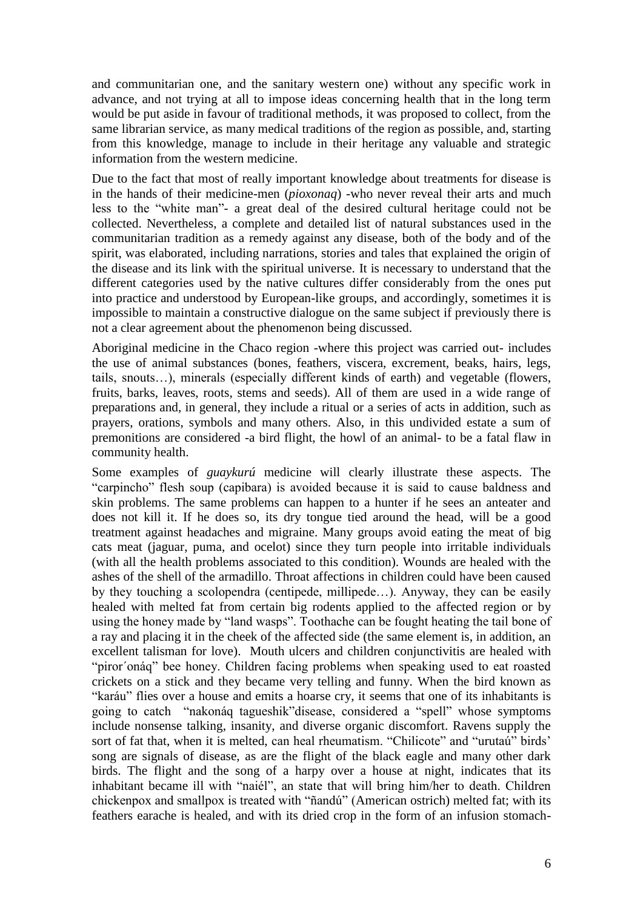and communitarian one, and the sanitary western one) without any specific work in advance, and not trying at all to impose ideas concerning health that in the long term would be put aside in favour of traditional methods, it was proposed to collect, from the same librarian service, as many medical traditions of the region as possible, and, starting from this knowledge, manage to include in their heritage any valuable and strategic information from the western medicine.

Due to the fact that most of really important knowledge about treatments for disease is in the hands of their medicine-men (*pioxonaq*) -who never reveal their arts and much less to the "white man"- a great deal of the desired cultural heritage could not be collected. Nevertheless, a complete and detailed list of natural substances used in the communitarian tradition as a remedy against any disease, both of the body and of the spirit, was elaborated, including narrations, stories and tales that explained the origin of the disease and its link with the spiritual universe. It is necessary to understand that the different categories used by the native cultures differ considerably from the ones put into practice and understood by European-like groups, and accordingly, sometimes it is impossible to maintain a constructive dialogue on the same subject if previously there is not a clear agreement about the phenomenon being discussed.

Aboriginal medicine in the Chaco region -where this project was carried out- includes the use of animal substances (bones, feathers, viscera, excrement, beaks, hairs, legs, tails, snouts…), minerals (especially different kinds of earth) and vegetable (flowers, fruits, barks, leaves, roots, stems and seeds). All of them are used in a wide range of preparations and, in general, they include a ritual or a series of acts in addition, such as prayers, orations, symbols and many others. Also, in this undivided estate a sum of premonitions are considered -a bird flight, the howl of an animal- to be a fatal flaw in community health.

Some examples of *guaykurú* medicine will clearly illustrate these aspects. The "carpincho" flesh soup (capibara) is avoided because it is said to cause baldness and skin problems. The same problems can happen to a hunter if he sees an anteater and does not kill it. If he does so, its dry tongue tied around the head, will be a good treatment against headaches and migraine. Many groups avoid eating the meat of big cats meat (jaguar, puma, and ocelot) since they turn people into irritable individuals (with all the health problems associated to this condition). Wounds are healed with the ashes of the shell of the armadillo. Throat affections in children could have been caused by they touching a scolopendra (centipede, millipede…). Anyway, they can be easily healed with melted fat from certain big rodents applied to the affected region or by using the honey made by "land wasps". Toothache can be fought heating the tail bone of a ray and placing it in the cheek of the affected side (the same element is, in addition, an excellent talisman for love). Mouth ulcers and children conjunctivitis are healed with "piror´onáq" bee honey. Children facing problems when speaking used to eat roasted crickets on a stick and they became very telling and funny. When the bird known as "karáu" flies over a house and emits a hoarse cry, it seems that one of its inhabitants is going to catch "nakonáq tagueshik"disease, considered a "spell" whose symptoms include nonsense talking, insanity, and diverse organic discomfort. Ravens supply the sort of fat that, when it is melted, can heal rheumatism. "Chilicote" and "urutaú" birds' song are signals of disease, as are the flight of the black eagle and many other dark birds. The flight and the song of a harpy over a house at night, indicates that its inhabitant became ill with "naiél", an state that will bring him/her to death. Children chickenpox and smallpox is treated with "ñandú" (American ostrich) melted fat; with its feathers earache is healed, and with its dried crop in the form of an infusion stomach-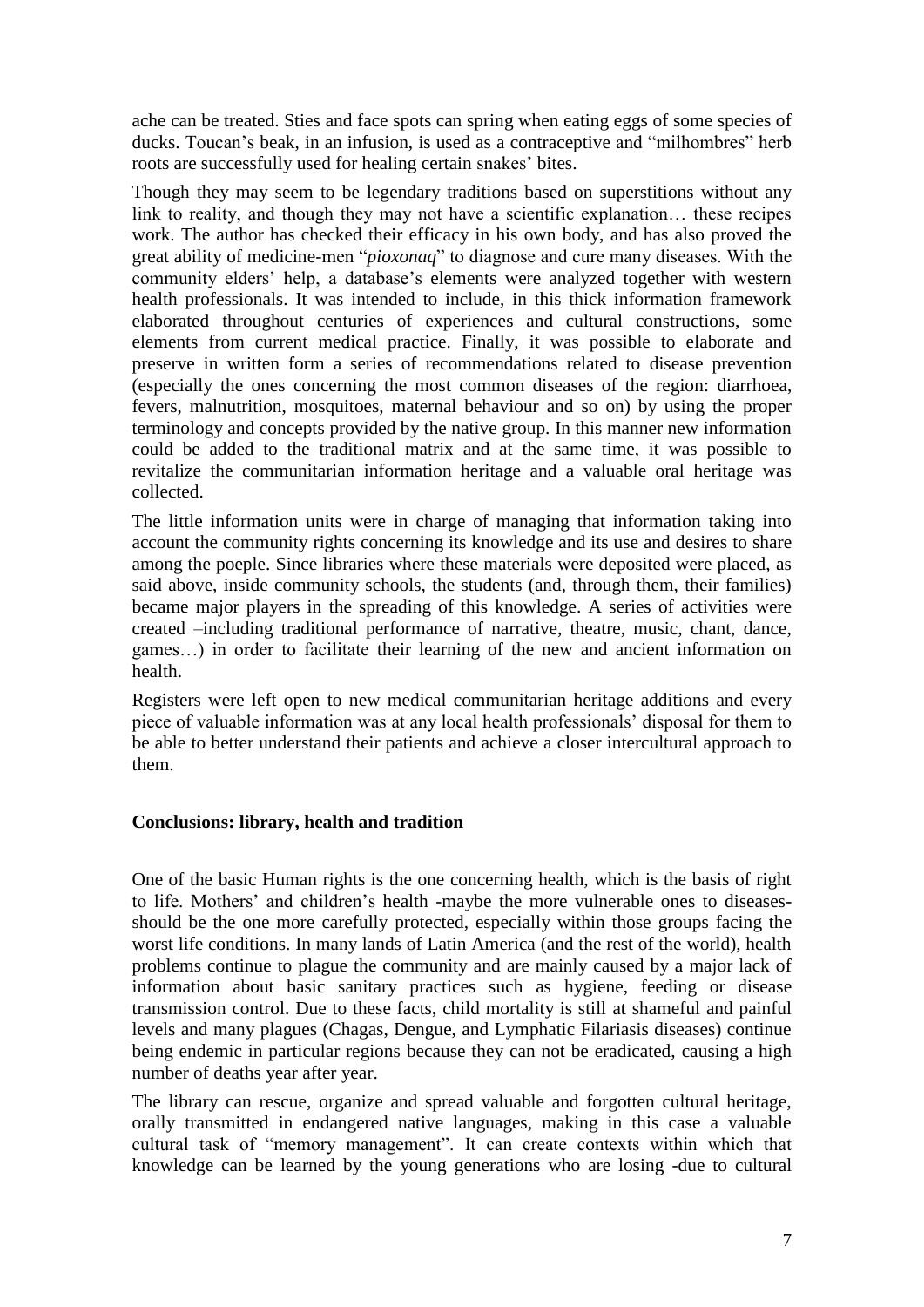ache can be treated. Sties and face spots can spring when eating eggs of some species of ducks. Toucan's beak, in an infusion, is used as a contraceptive and "milhombres" herb roots are successfully used for healing certain snakes' bites.

Though they may seem to be legendary traditions based on superstitions without any link to reality, and though they may not have a scientific explanation… these recipes work. The author has checked their efficacy in his own body, and has also proved the great ability of medicine-men "*pioxonaq*" to diagnose and cure many diseases. With the community elders' help, a database's elements were analyzed together with western health professionals. It was intended to include, in this thick information framework elaborated throughout centuries of experiences and cultural constructions, some elements from current medical practice. Finally, it was possible to elaborate and preserve in written form a series of recommendations related to disease prevention (especially the ones concerning the most common diseases of the region: diarrhoea, fevers, malnutrition, mosquitoes, maternal behaviour and so on) by using the proper terminology and concepts provided by the native group. In this manner new information could be added to the traditional matrix and at the same time, it was possible to revitalize the communitarian information heritage and a valuable oral heritage was collected.

The little information units were in charge of managing that information taking into account the community rights concerning its knowledge and its use and desires to share among the poeple. Since libraries where these materials were deposited were placed, as said above, inside community schools, the students (and, through them, their families) became major players in the spreading of this knowledge. A series of activities were created –including traditional performance of narrative, theatre, music, chant, dance, games…) in order to facilitate their learning of the new and ancient information on health.

Registers were left open to new medical communitarian heritage additions and every piece of valuable information was at any local health professionals' disposal for them to be able to better understand their patients and achieve a closer intercultural approach to them.

## Conclusions: library, health and tradition

One of the basic Human rights is the one concerning health, which is the basis of right to life. Mothers' and children's health -maybe the more vulnerable ones to diseases- should be the one more carefully protected, especially within those groups facing the worst life conditions. In many lands of Latin America (and the rest of the world), health problems continue to plague the community and are mainly caused by a major lack of information about basic sanitary practices such as hygiene, feeding or disease transmission control. Due to these facts, child mortality is still at shameful and painful levels and many plagues (Chagas, Dengue, and Lymphatic Filariasis diseases) continue being endemic in particular regions because they can not be eradicated, causing a high number of deaths year after year.

The library can rescue, organize and spread valuable and forgotten cultural heritage, orally transmitted in endangered native languages, making in this case a valuable cultural task of "memory management". It can create contexts within which that knowledge can be learned by the young generations who are losing -due to cultural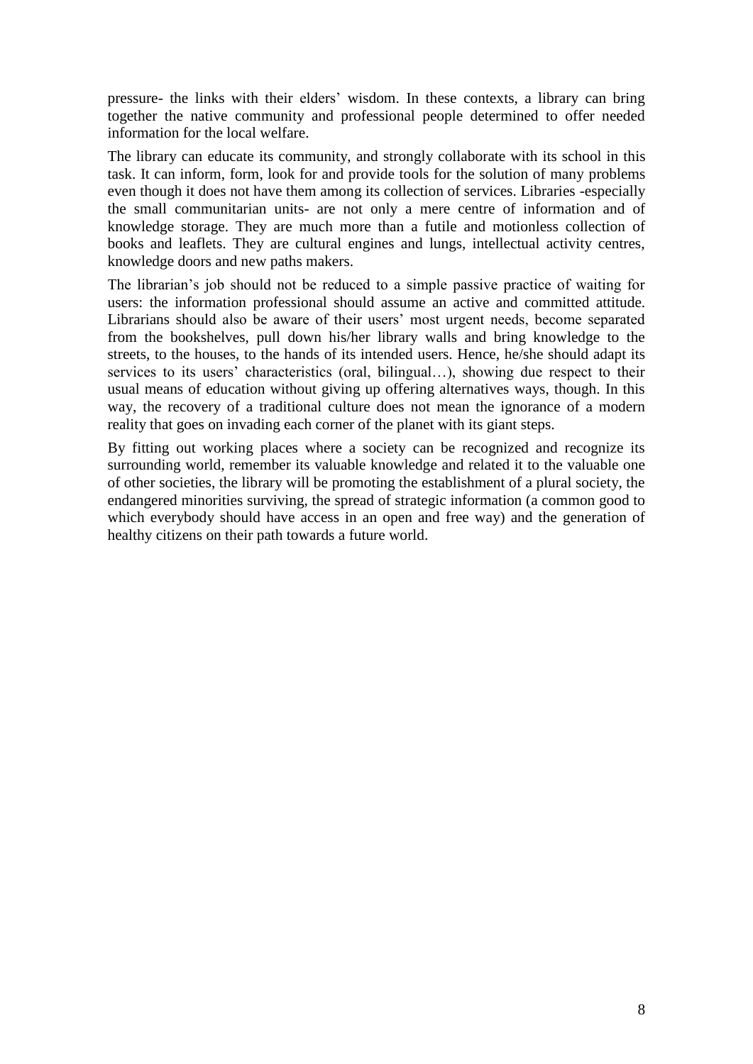pressure- the links with their elders' wisdom. In these contexts, a library can bring together the native community and professional people determined to offer needed information for the local welfare.

The library can educate its community, and strongly collaborate with its school in this task. It can inform, form, look for and provide tools for the solution of many problems even though it does not have them among its collection of services. Libraries -especially the small communitarian units- are not only a mere centre of information and of knowledge storage. They are much more than a futile and motionless collection of books and leaflets. They are cultural engines and lungs, intellectual activity centres, knowledge doors and new paths makers.

The librarian's job should not be reduced to a simple passive practice of waiting for users: the information professional should assume an active and committed attitude. Librarians should also be aware of their users' most urgent needs, become separated from the bookshelves, pull down his/her library walls and bring knowledge to the streets, to the houses, to the hands of its intended users. Hence, he/she should adapt its services to its users' characteristics (oral, bilingual…), showing due respect to their usual means of education without giving up offering alternatives ways, though. In this way, the recovery of a traditional culture does not mean the ignorance of a modern reality that goes on invading each corner of the planet with its giant steps.

By fitting out working places where a society can be recognized and recognize its surrounding world, remember its valuable knowledge and related it to the valuable one of other societies, the library will be promoting the establishment of a plural society, the endangered minorities surviving, the spread of strategic information (a common good to which everybody should have access in an open and free way) and the generation of healthy citizens on their path towards a future world.